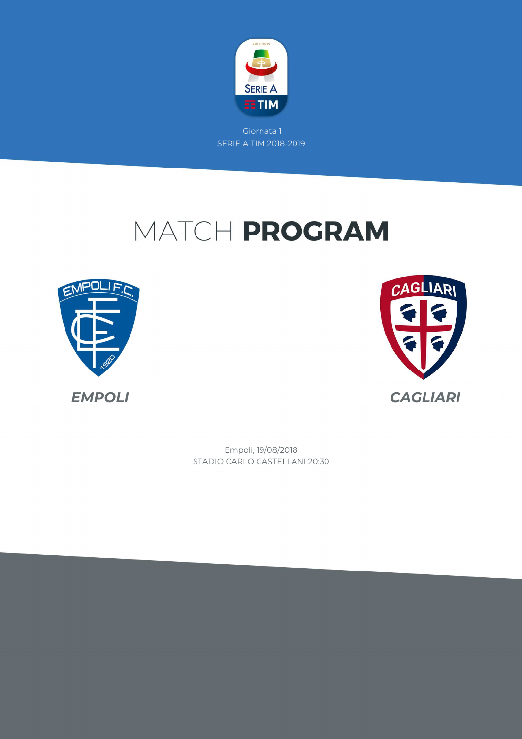Giornata 1

SERIE A TIM 2018-2019

# MATCH **PROGRAM**

**EMPOLI**

**CAGLIARI**

Empoli, 19/08/2018

STADIO CARLO CASTELLANI 20:30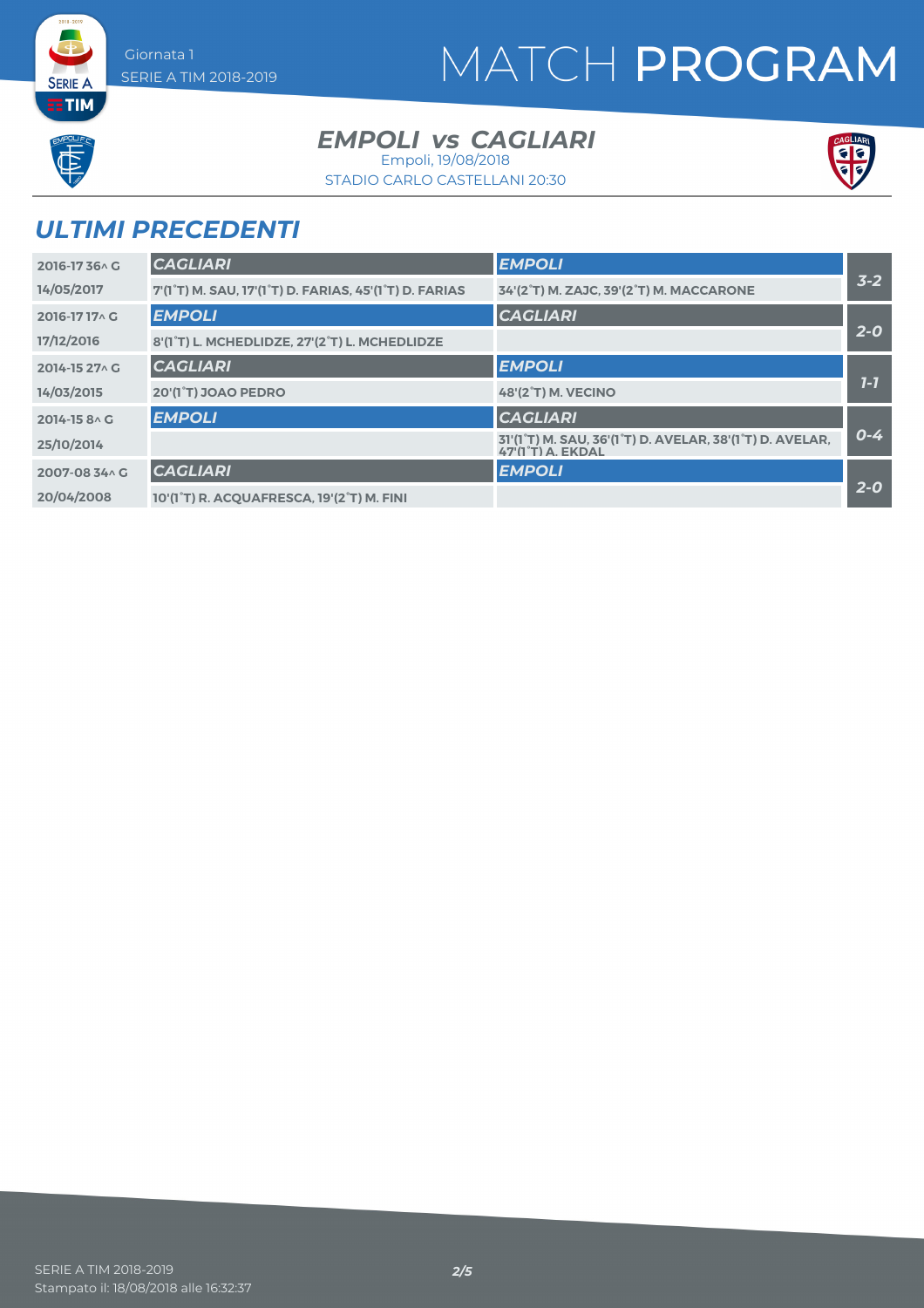# MATCH PROGRAM

Giornata 1
SERIE A TIM 2018-2019

## *EMPOLI vs CAGLIARI*

Empoli, 19/08/2018
STADIO CARLO CASTELLANI 20:30

## *ULTIMI PRECEDENTI*

| Stagione / Data | Casa | Trasferta | Risultato |
|---|---|---|---|
| 2016-17 36^ G | *CAGLIARI* | *EMPOLI* | 3-2 |
| 14/05/2017 | 7'(1°T) M. SAU, 17'(1°T) D. FARIAS, 45'(1°T) D. FARIAS | 34'(2°T) M. ZAJC, 39'(2°T) M. MACCARONE | |
| 2016-17 17^ G | *EMPOLI* | *CAGLIARI* | 2-0 |
| 17/12/2016 | 8'(1°T) L. MCHEDLIDZE, 27'(2°T) L. MCHEDLIDZE | | |
| 2014-15 27^ G | *CAGLIARI* | *EMPOLI* | 1-1 |
| 14/03/2015 | 20'(1°T) JOAO PEDRO | 48'(2°T) M. VECINO | |
| 2014-15 8^ G | *EMPOLI* | *CAGLIARI* | 0-4 |
| 25/10/2014 | | 31'(1°T) M. SAU, 36'(1°T) D. AVELAR, 38'(1°T) D. AVELAR, 47'(1°T) A. EKDAL | |
| 2007-08 34^ G | *CAGLIARI* | *EMPOLI* | 2-0 |
| 20/04/2008 | 10'(1°T) R. ACQUAFRESCA, 19'(2°T) M. FINI | | |

SERIE A TIM 2018-2019
Stampato il: 18/08/2018 alle 16:32:37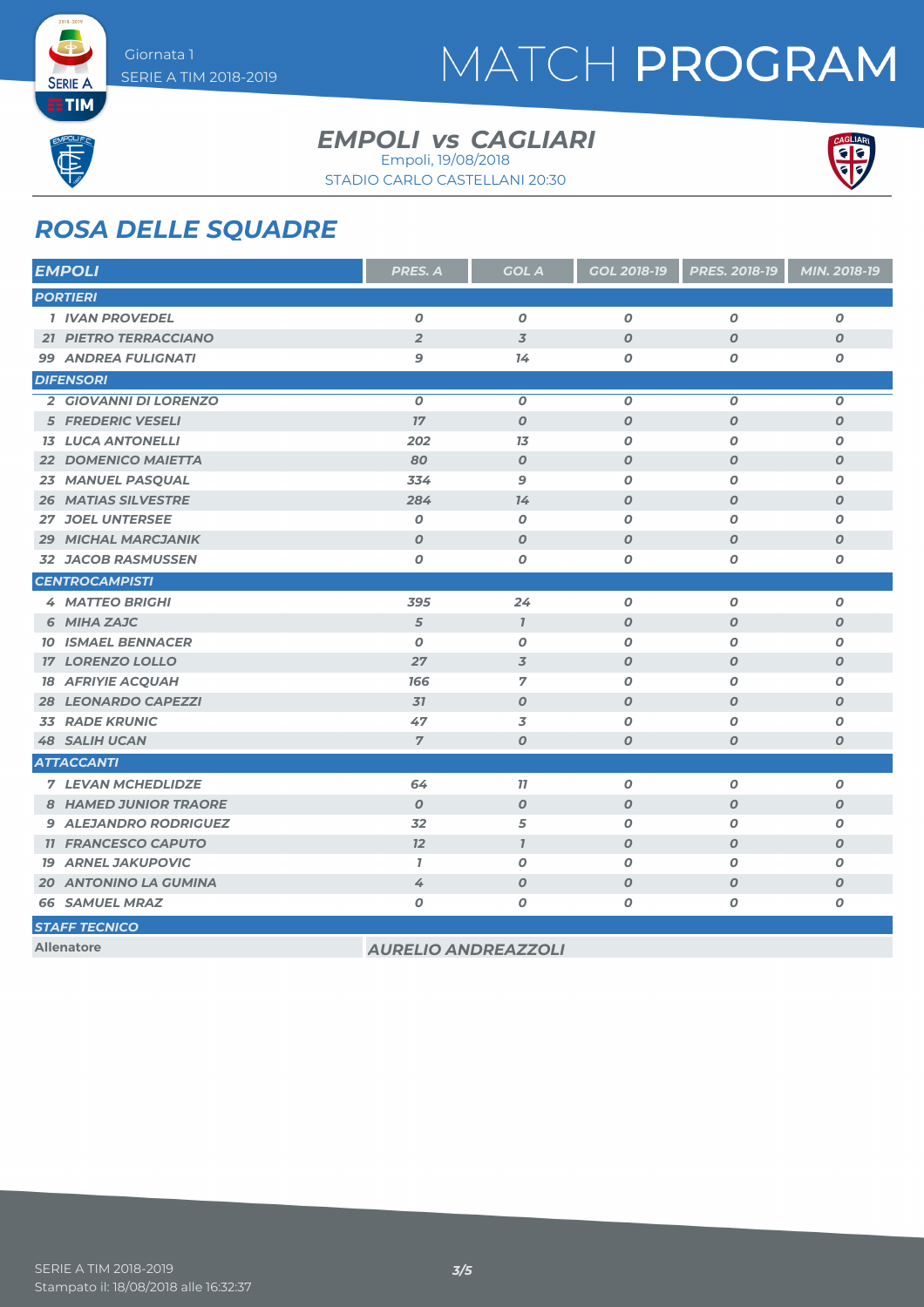# MATCH PROGRAM

Giornata 1
SERIE A TIM 2018-2019

## EMPOLI vs CAGLIARI

Empoli, 19/08/2018
STADIO CARLO CASTELLANI 20:30

## ROSA DELLE SQUADRE

| EMPOLI | PRES. A | GOL A | GOL 2018-19 | PRES. 2018-19 | MIN. 2018-19 |
|---|---|---|---|---|---|
| **PORTIERI** | | | | | |
| 1 IVAN PROVEDEL | 0 | 0 | 0 | 0 | 0 |
| 21 PIETRO TERRACCIANO | 2 | 3 | 0 | 0 | 0 |
| 99 ANDREA FULIGNATI | 9 | 14 | 0 | 0 | 0 |
| **DIFENSORI** | | | | | |
| 2 GIOVANNI DI LORENZO | 0 | 0 | 0 | 0 | 0 |
| 5 FREDERIC VESELI | 17 | 0 | 0 | 0 | 0 |
| 13 LUCA ANTONELLI | 202 | 13 | 0 | 0 | 0 |
| 22 DOMENICO MAIETTA | 80 | 0 | 0 | 0 | 0 |
| 23 MANUEL PASQUAL | 334 | 9 | 0 | 0 | 0 |
| 26 MATIAS SILVESTRE | 284 | 14 | 0 | 0 | 0 |
| 27 JOEL UNTERSEE | 0 | 0 | 0 | 0 | 0 |
| 29 MICHAL MARCJANIK | 0 | 0 | 0 | 0 | 0 |
| 32 JACOB RASMUSSEN | 0 | 0 | 0 | 0 | 0 |
| **CENTROCAMPISTI** | | | | | |
| 4 MATTEO BRIGHI | 395 | 24 | 0 | 0 | 0 |
| 6 MIHA ZAJC | 5 | 1 | 0 | 0 | 0 |
| 10 ISMAEL BENNACER | 0 | 0 | 0 | 0 | 0 |
| 17 LORENZO LOLLO | 27 | 3 | 0 | 0 | 0 |
| 18 AFRIYIE ACQUAH | 166 | 7 | 0 | 0 | 0 |
| 28 LEONARDO CAPEZZI | 31 | 0 | 0 | 0 | 0 |
| 33 RADE KRUNIC | 47 | 3 | 0 | 0 | 0 |
| 48 SALIH UCAN | 7 | 0 | 0 | 0 | 0 |
| **ATTACCANTI** | | | | | |
| 7 LEVAN MCHEDLIDZE | 64 | 11 | 0 | 0 | 0 |
| 8 HAMED JUNIOR TRAORE | 0 | 0 | 0 | 0 | 0 |
| 9 ALEJANDRO RODRIGUEZ | 32 | 5 | 0 | 0 | 0 |
| 11 FRANCESCO CAPUTO | 12 | 1 | 0 | 0 | 0 |
| 19 ARNEL JAKUPOVIC | 1 | 0 | 0 | 0 | 0 |
| 20 ANTONINO LA GUMINA | 4 | 0 | 0 | 0 | 0 |
| 66 SAMUEL MRAZ | 0 | 0 | 0 | 0 | 0 |

| STAFF TECNICO | |
|---|---|
| Allenatore | AURELIO ANDREAZZOLI |

SERIE A TIM 2018-2019
Stampato il: 18/08/2018 alle 16:32:37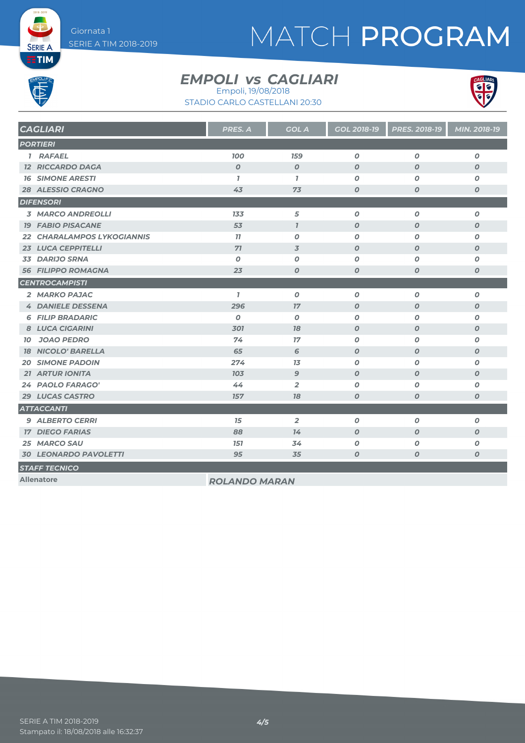Giornata 1

SERIE A TIM 2018-2019

# MATCH PROGRAM

## EMPOLI vs CAGLIARI

Empoli, 19/08/2018

STADIO CARLO CASTELLANI 20:30

| CAGLIARI | PRES. A | GOL A | GOL 2018-19 | PRES. 2018-19 | MIN. 2018-19 |
|---|---|---|---|---|---|
| **PORTIERI** | | | | | |
| 1 RAFAEL | 100 | 159 | 0 | 0 | 0 |
| 12 RICCARDO DAGA | 0 | 0 | 0 | 0 | 0 |
| 16 SIMONE ARESTI | 1 | 1 | 0 | 0 | 0 |
| 28 ALESSIO CRAGNO | 43 | 73 | 0 | 0 | 0 |
| **DIFENSORI** | | | | | |
| 3 MARCO ANDREOLLI | 133 | 5 | 0 | 0 | 0 |
| 19 FABIO PISACANE | 53 | 1 | 0 | 0 | 0 |
| 22 CHARALAMPOS LYKOGIANNIS | 11 | 0 | 0 | 0 | 0 |
| 23 LUCA CEPPITELLI | 71 | 3 | 0 | 0 | 0 |
| 33 DARIJO SRNA | 0 | 0 | 0 | 0 | 0 |
| 56 FILIPPO ROMAGNA | 23 | 0 | 0 | 0 | 0 |
| **CENTROCAMPISTI** | | | | | |
| 2 MARKO PAJAC | 1 | 0 | 0 | 0 | 0 |
| 4 DANIELE DESSENA | 296 | 17 | 0 | 0 | 0 |
| 6 FILIP BRADARIC | 0 | 0 | 0 | 0 | 0 |
| 8 LUCA CIGARINI | 301 | 18 | 0 | 0 | 0 |
| 10 JOAO PEDRO | 74 | 17 | 0 | 0 | 0 |
| 18 NICOLO' BARELLA | 65 | 6 | 0 | 0 | 0 |
| 20 SIMONE PADOIN | 274 | 13 | 0 | 0 | 0 |
| 21 ARTUR IONITA | 103 | 9 | 0 | 0 | 0 |
| 24 PAOLO FARAGO' | 44 | 2 | 0 | 0 | 0 |
| 29 LUCAS CASTRO | 157 | 18 | 0 | 0 | 0 |
| **ATTACCANTI** | | | | | |
| 9 ALBERTO CERRI | 15 | 2 | 0 | 0 | 0 |
| 17 DIEGO FARIAS | 88 | 14 | 0 | 0 | 0 |
| 25 MARCO SAU | 151 | 34 | 0 | 0 | 0 |
| 30 LEONARDO PAVOLETTI | 95 | 35 | 0 | 0 | 0 |

**STAFF TECNICO**

| Allenatore | ROLANDO MARAN |
|---|---|

SERIE A TIM 2018-2019

Stampato il: 18/08/2018 alle 16:32:37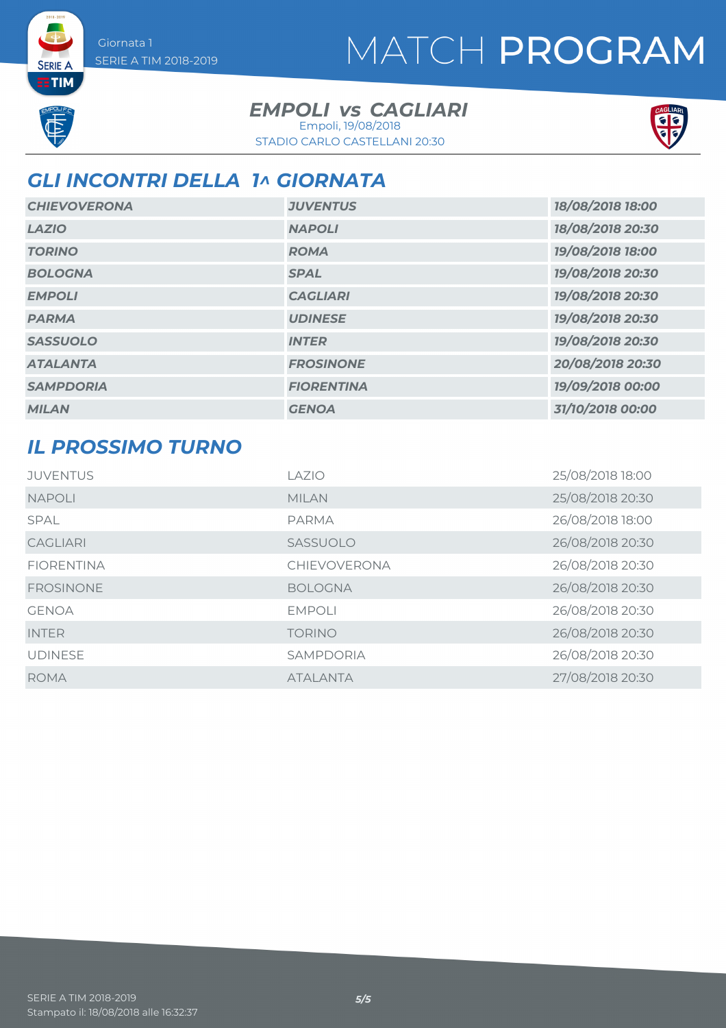Giornata 1
SERIE A TIM 2018-2019

# MATCH PROGRAM

**EMPOLI vs CAGLIARI**
Empoli, 19/08/2018
STADIO CARLO CASTELLANI 20:30

## GLI INCONTRI DELLA 1^ GIORNATA

| | | |
|---|---|---|
| **CHIEVOVERONA** | **JUVENTUS** | **18/08/2018 18:00** |
| **LAZIO** | **NAPOLI** | **18/08/2018 20:30** |
| **TORINO** | **ROMA** | **19/08/2018 18:00** |
| **BOLOGNA** | **SPAL** | **19/08/2018 20:30** |
| **EMPOLI** | **CAGLIARI** | **19/08/2018 20:30** |
| **PARMA** | **UDINESE** | **19/08/2018 20:30** |
| **SASSUOLO** | **INTER** | **19/08/2018 20:30** |
| **ATALANTA** | **FROSINONE** | **20/08/2018 20:30** |
| **SAMPDORIA** | **FIORENTINA** | **19/09/2018 00:00** |
| **MILAN** | **GENOA** | **31/10/2018 00:00** |

## IL PROSSIMO TURNO

| | | |
|---|---|---|
| JUVENTUS | LAZIO | 25/08/2018 18:00 |
| NAPOLI | MILAN | 25/08/2018 20:30 |
| SPAL | PARMA | 26/08/2018 18:00 |
| CAGLIARI | SASSUOLO | 26/08/2018 20:30 |
| FIORENTINA | CHIEVOVERONA | 26/08/2018 20:30 |
| FROSINONE | BOLOGNA | 26/08/2018 20:30 |
| GENOA | EMPOLI | 26/08/2018 20:30 |
| INTER | TORINO | 26/08/2018 20:30 |
| UDINESE | SAMPDORIA | 26/08/2018 20:30 |
| ROMA | ATALANTA | 27/08/2018 20:30 |

SERIE A TIM 2018-2019
Stampato il: 18/08/2018 alle 16:32:37